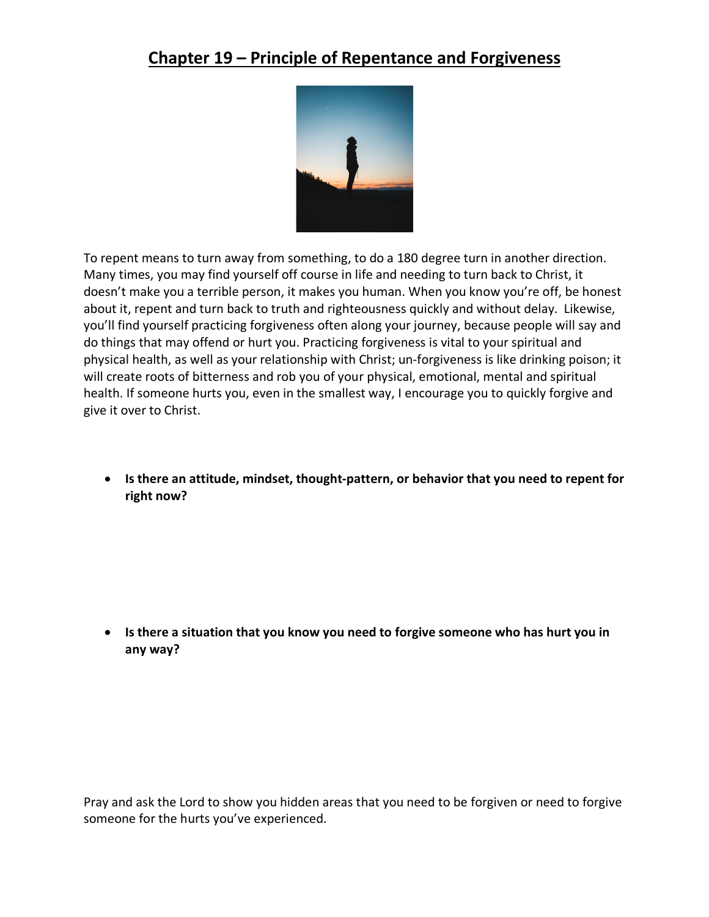# Chapter 19 – Principle of Repentance and Forgiveness

To repent means to turn away from something, to do a 180 degree turn in another direction. Many times, you may find yourself off course in life and needing to turn back to Christ, it doesn't make you a terrible person, it makes you human. When you know you're off, be honest about it, repent and turn back to truth and righteousness quickly and without delay. Likewise, you'll find yourself practicing forgiveness often along your journey, because people will say and do things that may offend or hurt you. Practicing forgiveness is vital to your spiritual and physical health, as well as your relationship with Christ; un-forgiveness is like drinking poison; it will create roots of bitterness and rob you of your physical, emotional, mental and spiritual health. If someone hurts you, even in the smallest way, I encourage you to quickly forgive and give it over to Christ.

- **Is there an attitude, mindset, thought-pattern, or behavior that you need to repent for right now?**

- **Is there a situation that you know you need to forgive someone who has hurt you in any way?**

Pray and ask the Lord to show you hidden areas that you need to be forgiven or need to forgive someone for the hurts you've experienced.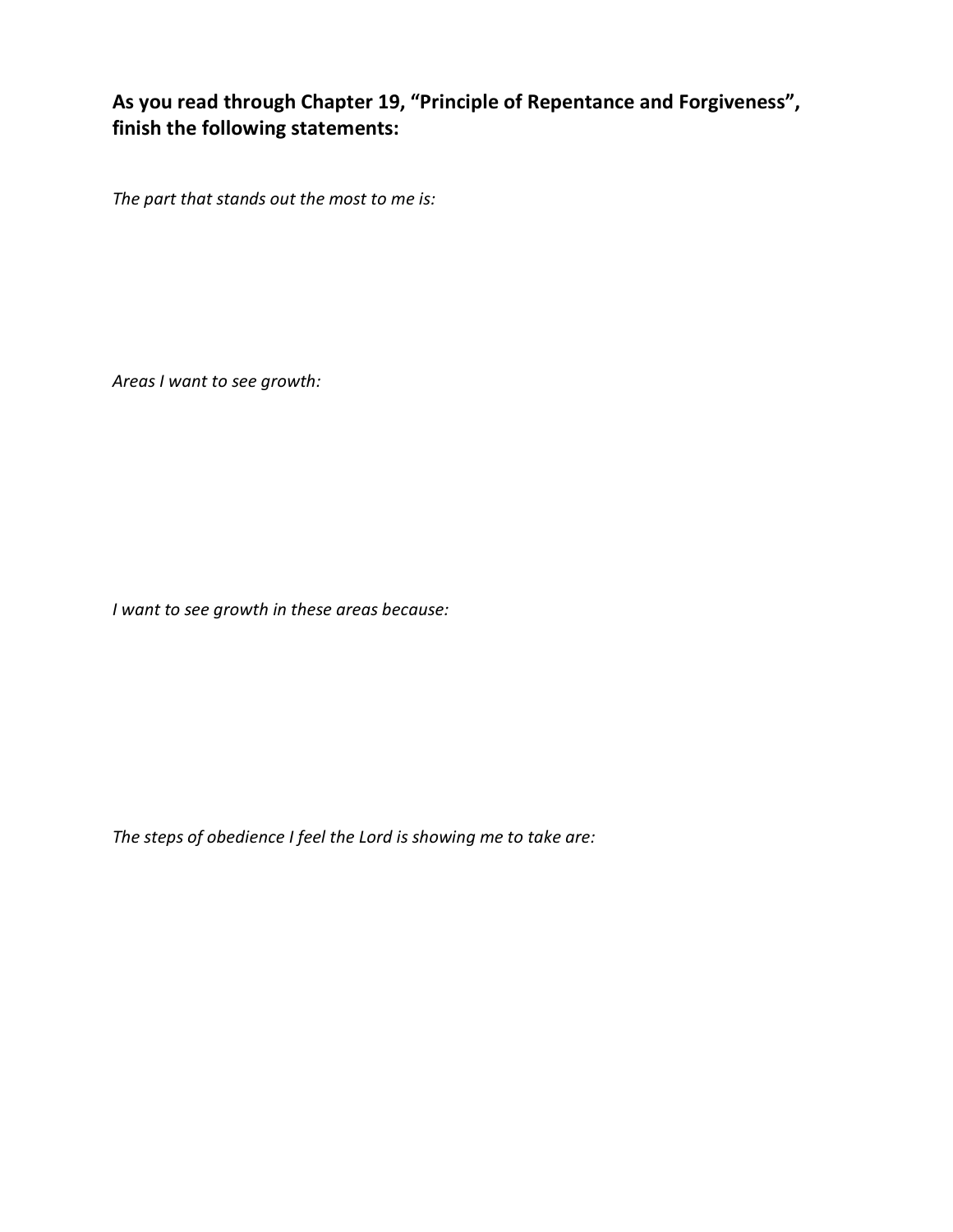**As you read through Chapter 19, "Principle of Repentance and Forgiveness", finish the following statements:**

*The part that stands out the most to me is:*

*Areas I want to see growth:*

*I want to see growth in these areas because:*

*The steps of obedience I feel the Lord is showing me to take are:*